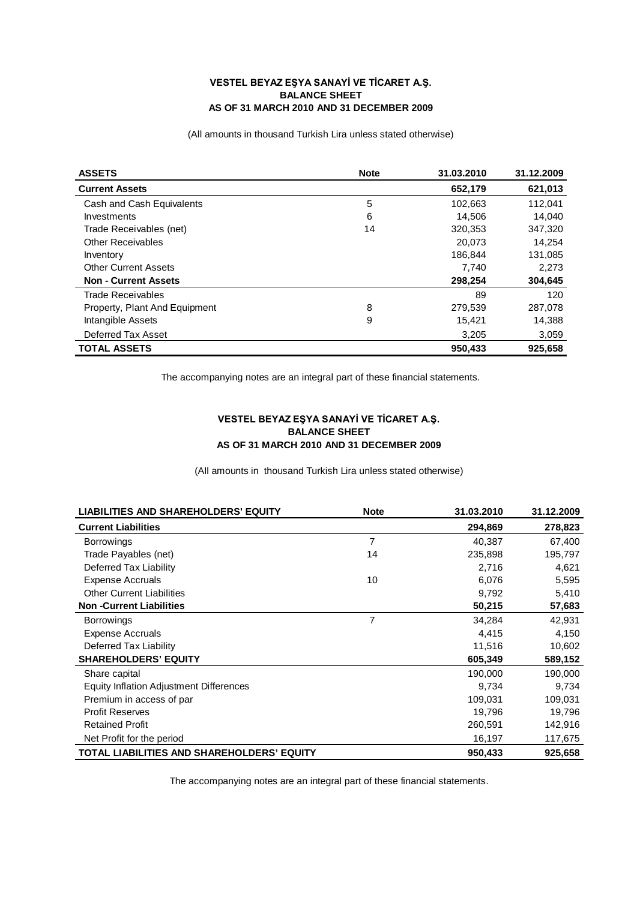**VESTEL BEYAZ EŞYA SANAYİ VE TİCARET A.Ş.**
**BALANCE SHEET**
**AS OF 31 MARCH 2010 AND 31 DECEMBER 2009**

(All amounts in thousand Turkish Lira unless stated otherwise)

| ASSETS | Note | 31.03.2010 | 31.12.2009 |
|---|---|---|---|
| **Current Assets** | | **652,179** | **621,013** |
| Cash and Cash Equivalents | 5 | 102,663 | 112,041 |
| Investments | 6 | 14,506 | 14,040 |
| Trade Receivables (net) | 14 | 320,353 | 347,320 |
| Other Receivables | | 20,073 | 14,254 |
| Inventory | | 186,844 | 131,085 |
| Other Current Assets | | 7,740 | 2,273 |
| **Non - Current Assets** | | **298,254** | **304,645** |
| Trade Receivables | | 89 | 120 |
| Property, Plant And Equipment | 8 | 279,539 | 287,078 |
| Intangible Assets | 9 | 15,421 | 14,388 |
| Deferred Tax Asset | | 3,205 | 3,059 |
| **TOTAL ASSETS** | | **950,433** | **925,658** |

The accompanying notes are an integral part of these financial statements.

**VESTEL BEYAZ EŞYA SANAYİ VE TİCARET A.Ş.**
**BALANCE SHEET**
**AS OF 31 MARCH 2010 AND 31 DECEMBER 2009**

(All amounts in thousand Turkish Lira unless stated otherwise)

| LIABILITIES AND SHAREHOLDERS' EQUITY | Note | 31.03.2010 | 31.12.2009 |
|---|---|---|---|
| **Current Liabilities** | | **294,869** | **278,823** |
| Borrowings | 7 | 40,387 | 67,400 |
| Trade Payables (net) | 14 | 235,898 | 195,797 |
| Deferred Tax Liability | | 2,716 | 4,621 |
| Expense Accruals | 10 | 6,076 | 5,595 |
| Other Current Liabilities | | 9,792 | 5,410 |
| **Non -Current Liabilities** | | **50,215** | **57,683** |
| Borrowings | 7 | 34,284 | 42,931 |
| Expense Accruals | | 4,415 | 4,150 |
| Deferred Tax Liability | | 11,516 | 10,602 |
| **SHAREHOLDERS' EQUITY** | | **605,349** | **589,152** |
| Share capital | | 190,000 | 190,000 |
| Equity Inflation Adjustment Differences | | 9,734 | 9,734 |
| Premium in access of par | | 109,031 | 109,031 |
| Profit Reserves | | 19,796 | 19,796 |
| Retained Profit | | 260,591 | 142,916 |
| Net Profit for the period | | 16,197 | 117,675 |
| **TOTAL LIABILITIES AND SHAREHOLDERS' EQUITY** | | **950,433** | **925,658** |

The accompanying notes are an integral part of these financial statements.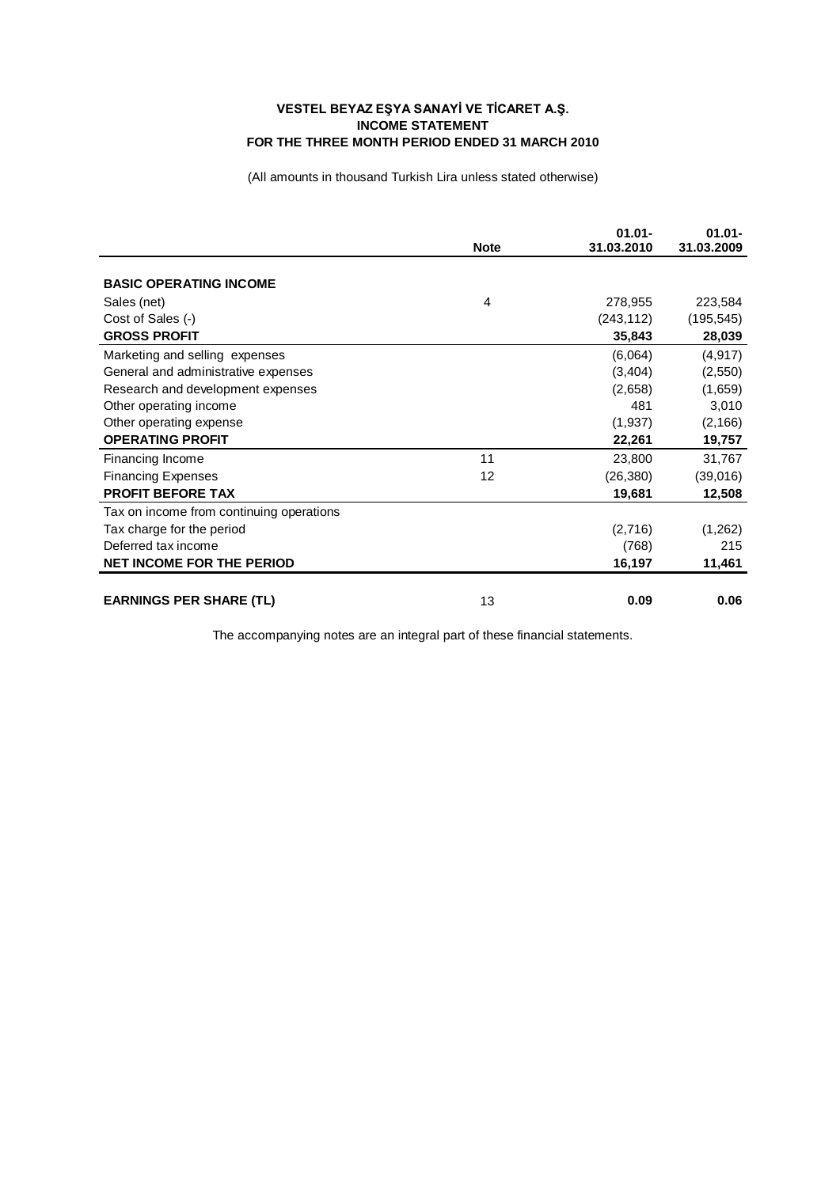**VESTEL BEYAZ EŞYA SANAYİ VE TİCARET A.Ş.**
**INCOME STATEMENT**
**FOR THE THREE MONTH PERIOD ENDED 31 MARCH 2010**

(All amounts in thousand Turkish Lira unless stated otherwise)

| | Note | 01.01-31.03.2010 | 01.01-31.03.2009 |
|---|---|---|---|
| **BASIC OPERATING INCOME** | | | |
| Sales (net) | 4 | 278,955 | 223,584 |
| Cost of Sales (-) | | (243,112) | (195,545) |
| **GROSS PROFIT** | | **35,843** | **28,039** |
| Marketing and selling expenses | | (6,064) | (4,917) |
| General and administrative expenses | | (3,404) | (2,550) |
| Research and development expenses | | (2,658) | (1,659) |
| Other operating income | | 481 | 3,010 |
| Other operating expense | | (1,937) | (2,166) |
| **OPERATING PROFIT** | | **22,261** | **19,757** |
| Financing Income | 11 | 23,800 | 31,767 |
| Financing Expenses | 12 | (26,380) | (39,016) |
| **PROFIT BEFORE TAX** | | **19,681** | **12,508** |
| Tax on income from continuing operations | | | |
| Tax charge for the period | | (2,716) | (1,262) |
| Deferred tax income | | (768) | 215 |
| **NET INCOME FOR THE PERIOD** | | **16,197** | **11,461** |
| **EARNINGS PER SHARE (TL)** | 13 | **0.09** | **0.06** |

The accompanying notes are an integral part of these financial statements.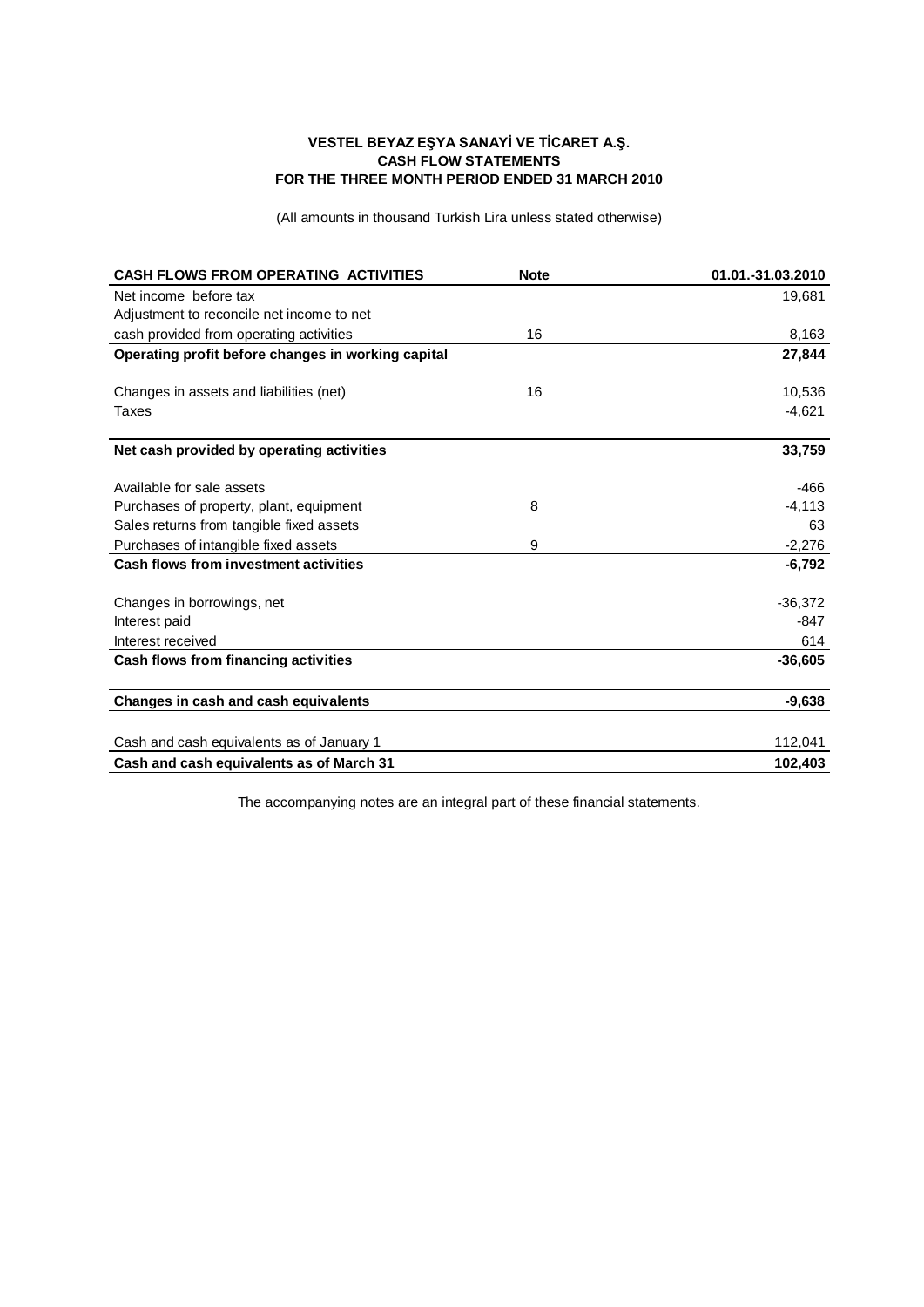**VESTEL BEYAZ EŞYA SANAYİ VE TİCARET A.Ş.**
**CASH FLOW STATEMENTS**
**FOR THE THREE MONTH PERIOD ENDED 31 MARCH 2010**

(All amounts in thousand Turkish Lira unless stated otherwise)

| **CASH FLOWS FROM OPERATING ACTIVITIES** | **Note** | **01.01.-31.03.2010** |
|---|---|---|
| Net income before tax | | 19,681 |
| Adjustment to reconcile net income to net cash provided from operating activities | 16 | 8,163 |
| **Operating profit before changes in working capital** | | **27,844** |
| Changes in assets and liabilities (net) | 16 | 10,536 |
| Taxes | | -4,621 |
| **Net cash provided by operating activities** | | **33,759** |
| Available for sale assets | | -466 |
| Purchases of property, plant, equipment | 8 | -4,113 |
| Sales returns from tangible fixed assets | | 63 |
| Purchases of intangible fixed assets | 9 | -2,276 |
| **Cash flows from investment activities** | | **-6,792** |
| Changes in borrowings, net | | -36,372 |
| Interest paid | | -847 |
| Interest received | | 614 |
| **Cash flows from financing activities** | | **-36,605** |
| **Changes in cash and cash equivalents** | | **-9,638** |
| Cash and cash equivalents as of January 1 | | 112,041 |
| **Cash and cash equivalents as of March 31** | | **102,403** |

The accompanying notes are an integral part of these financial statements.